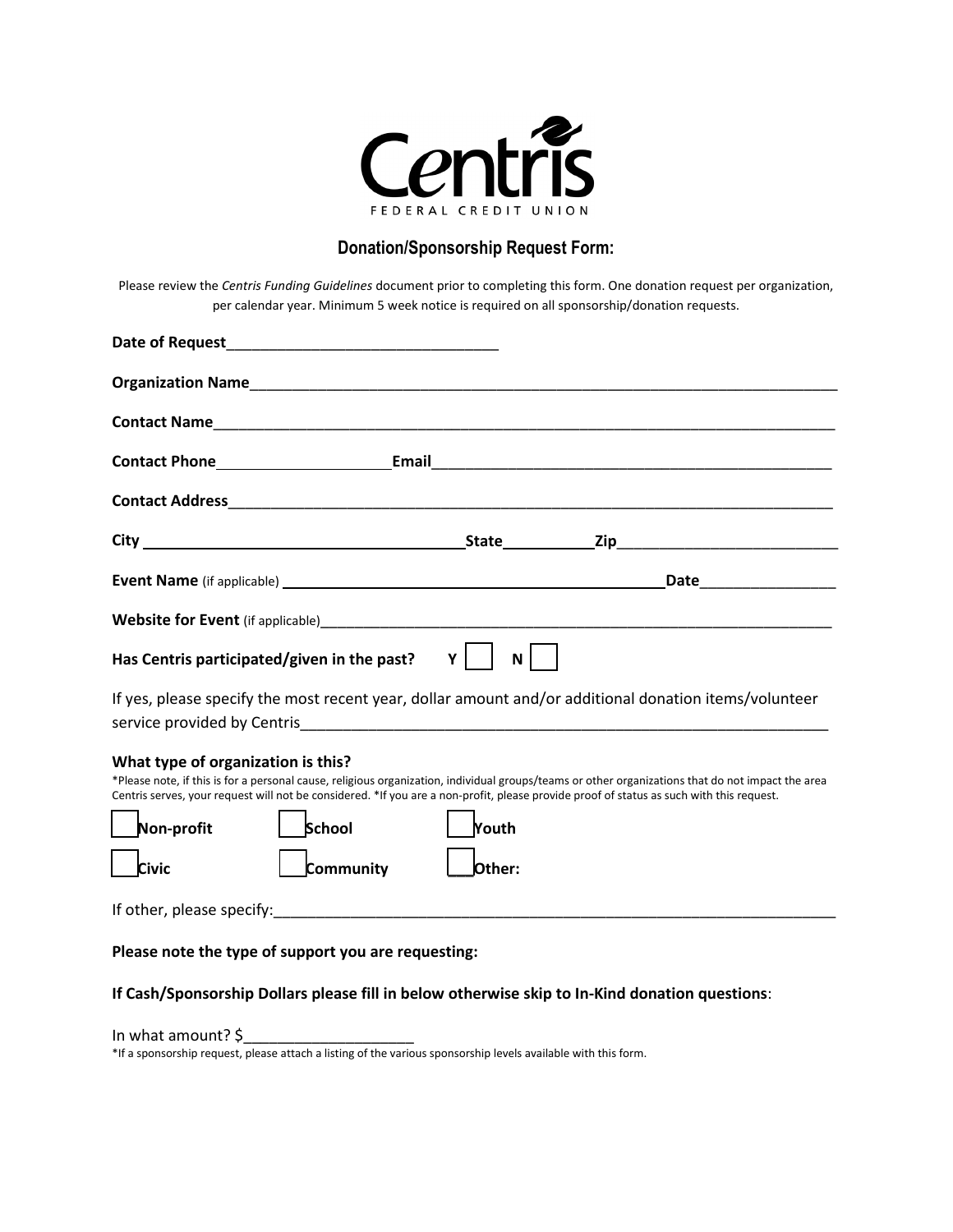Centris
FEDERAL CREDIT UNION

## Donation/Sponsorship Request Form:

Please review the *Centris Funding Guidelines* document prior to completing this form. One donation request per organization, per calendar year. Minimum 5 week notice is required on all sponsorship/donation requests.

**Date of Request**________________________________

**Organization Name**________________________________________________________________________

**Contact Name**___________________________________________________________________________

**Contact Phone**____________________**Email**_______________________________________________

**Contact Address**_________________________________________________________________________

**City** ______________________________________**State**__________**Zip**_________________________

**Event Name** (if applicable) _____________________________________________**Date**________________

**Website for Event** (if applicable)_______________________________________________________________

**Has Centris participated/given in the past?** **Y** ☐ **N** ☐

If yes, please specify the most recent year, dollar amount and/or additional donation items/volunteer service provided by Centris______________________________________________________________

**What type of organization is this?**

*Please note, if this is for a personal cause, religious organization, individual groups/teams or other organizations that do not impact the area Centris serves, your request will not be considered. *If you are a non-profit, please provide proof of status as such with this request.

☐ **Non-profit** ☐ **School** ☐ **Youth**

☐ **Civic** ☐ **Community** ☐ **Other:**

If other, please specify:______________________________________________________________________

**Please note the type of support you are requesting:**

**If Cash/Sponsorship Dollars please fill in below otherwise skip to In-Kind donation questions**:

In what amount? $____________________

*If a sponsorship request, please attach a listing of the various sponsorship levels available with this form.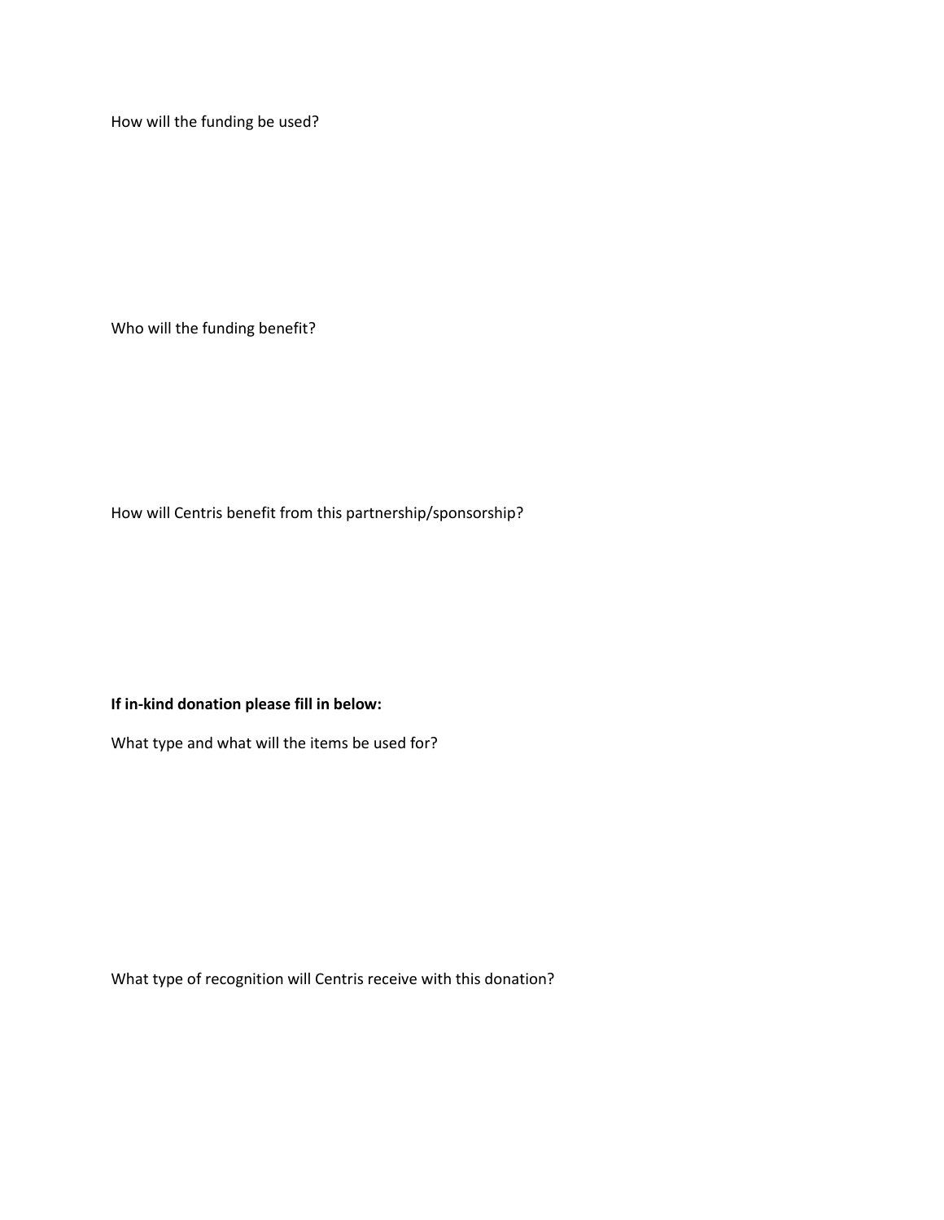How will the funding be used?

Who will the funding benefit?

How will Centris benefit from this partnership/sponsorship?

**If in-kind donation please fill in below:**

What type and what will the items be used for?

What type of recognition will Centris receive with this donation?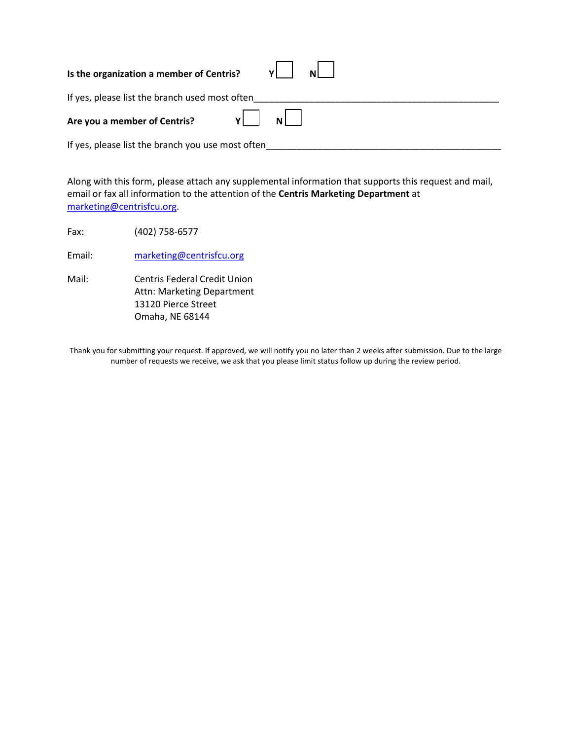**Is the organization a member of Centris?** Y ☐ N ☐

If yes, please list the branch used most often_______________________________________________

**Are you a member of Centris?** Y ☐ N ☐

If yes, please list the branch you use most often_____________________________________________

Along with this form, please attach any supplemental information that supports this request and mail, email or fax all information to the attention of the **Centris Marketing Department** at marketing@centrisfcu.org.

Fax: (402) 758-6577

Email: marketing@centrisfcu.org

Mail: Centris Federal Credit Union
Attn: Marketing Department
13120 Pierce Street
Omaha, NE 68144

Thank you for submitting your request. If approved, we will notify you no later than 2 weeks after submission. Due to the large number of requests we receive, we ask that you please limit status follow up during the review period.